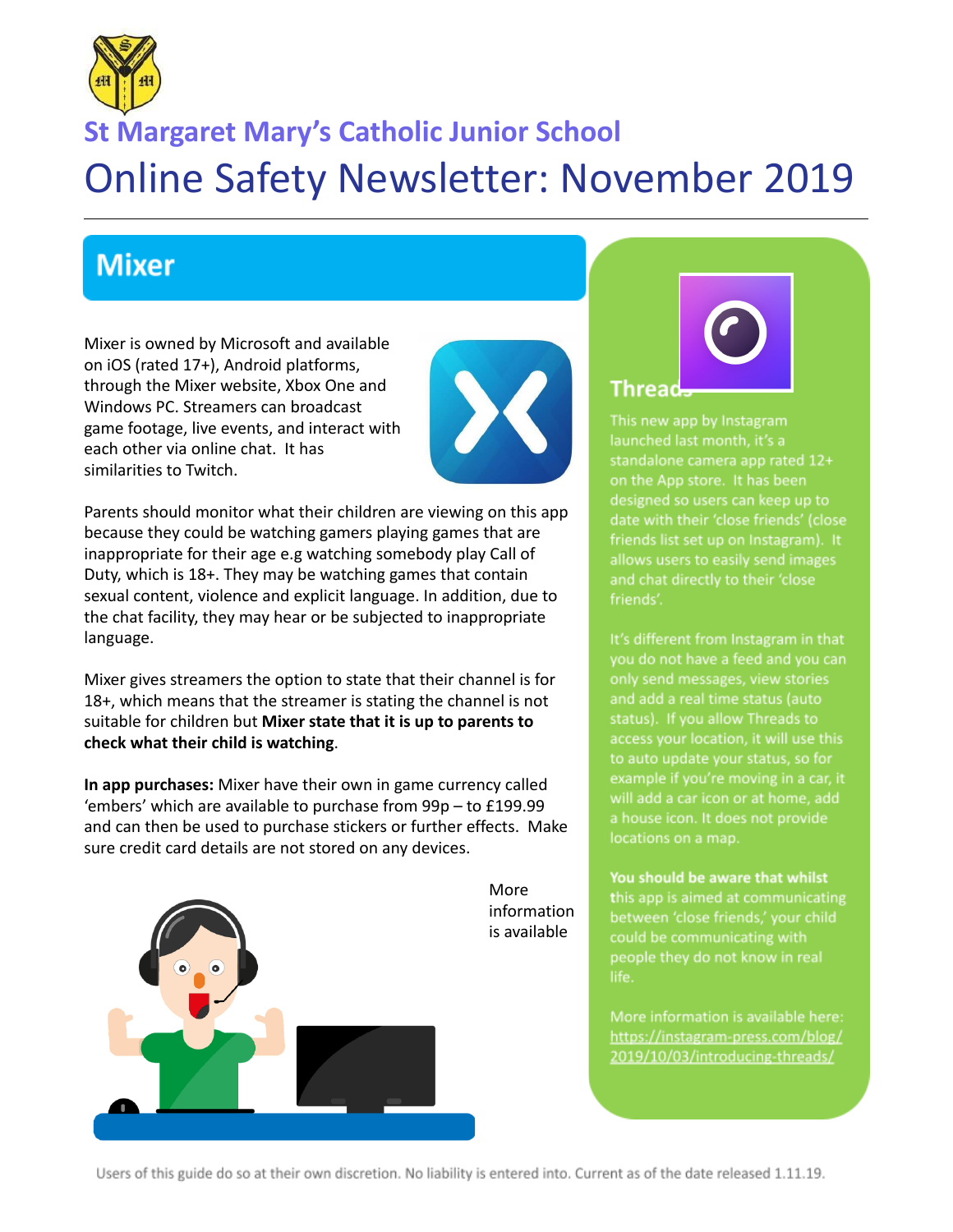# St Margaret Mary's Catholic Junior School

# Online Safety Newsletter: November 2019

## Mixer

Mixer is owned by Microsoft and available on iOS (rated 17+), Android platforms, through the Mixer website, Xbox One and Windows PC. Streamers can broadcast game footage, live events, and interact with each other via online chat. It has similarities to Twitch.

Parents should monitor what their children are viewing on this app because they could be watching gamers playing games that are inappropriate for their age e.g watching somebody play Call of Duty, which is 18+. They may be watching games that contain sexual content, violence and explicit language. In addition, due to the chat facility, they may hear or be subjected to inappropriate language.

Mixer gives streamers the option to state that their channel is for 18+, which means that the streamer is stating the channel is not suitable for children but **Mixer state that it is up to parents to check what their child is watching**.

**In app purchases:** Mixer have their own in game currency called 'embers' which are available to purchase from 99p – to £199.99 and can then be used to purchase stickers or further effects. Make sure credit card details are not stored on any devices.

More information is available

## Threads

This new app by Instagram launched last month, it's a standalone camera app rated 12+ on the App store. It has been designed so users can keep up to date with their 'close friends' (close friends list set up on Instagram). It allows users to easily send images and chat directly to their 'close friends'.

It's different from Instagram in that you do not have a feed and you can only send messages, view stories and add a real time status (auto status). If you allow Threads to access your location, it will use this to auto update your status, so for example if you're moving in a car, it will add a car icon or at home, add a house icon. It does not provide locations on a map.

**You should be aware that whilst** this app is aimed at communicating between 'close friends,' your child could be communicating with people they do not know in real life.

More information is available here: https://instagram-press.com/blog/2019/10/03/introducing-threads/

Users of this guide do so at their own discretion. No liability is entered into. Current as of the date released 1.11.19.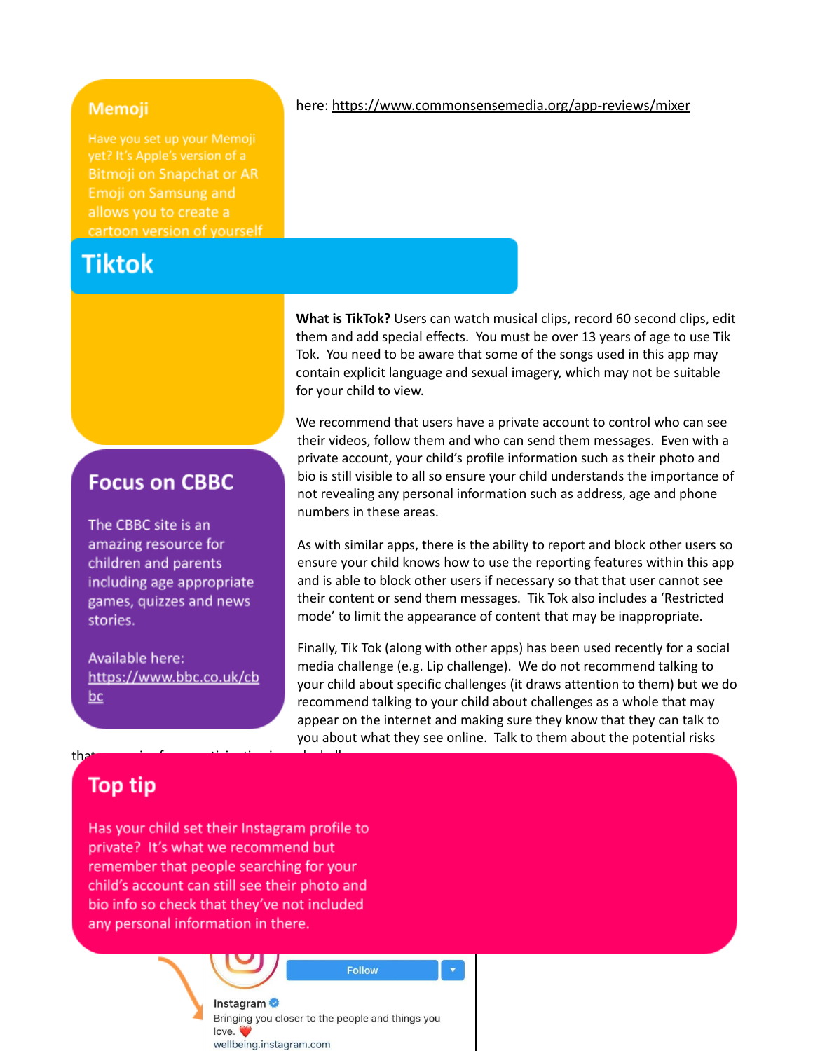## Memoji

Have you set up your Memoji yet? It's Apple's version of a Bitmoji on Snapchat or AR Emoji on Samsung and allows you to create a cartoon version of yourself

here: https://www.commonsensemedia.org/app-reviews/mixer

# Tiktok

**What is TikTok?** Users can watch musical clips, record 60 second clips, edit them and add special effects. You must be over 13 years of age to use Tik Tok. You need to be aware that some of the songs used in this app may contain explicit language and sexual imagery, which may not be suitable for your child to view.

We recommend that users have a private account to control who can see their videos, follow them and who can send them messages. Even with a private account, your child's profile information such as their photo and bio is still visible to all so ensure your child understands the importance of not revealing any personal information such as address, age and phone numbers in these areas.

As with similar apps, there is the ability to report and block other users so ensure your child knows how to use the reporting features within this app and is able to block other users if necessary so that that user cannot see their content or send them messages. Tik Tok also includes a 'Restricted mode' to limit the appearance of content that may be inappropriate.

Finally, Tik Tok (along with other apps) has been used recently for a social media challenge (e.g. Lip challenge). We do not recommend talking to your child about specific challenges (it draws attention to them) but we do recommend talking to your child about challenges as a whole that may appear on the internet and making sure they know that they can talk to you about what they see online. Talk to them about the potential risks that...

## Focus on CBBC

The CBBC site is an amazing resource for children and parents including age appropriate games, quizzes and news stories.

Available here: https://www.bbc.co.uk/cbbc

## Top tip

Has your child set their Instagram profile to private? It's what we recommend but remember that people searching for your child's account can still see their photo and bio info so check that they've not included any personal information in there.

Follow

Instagram

Bringing you closer to the people and things you love. ❤️

wellbeing.instagram.com